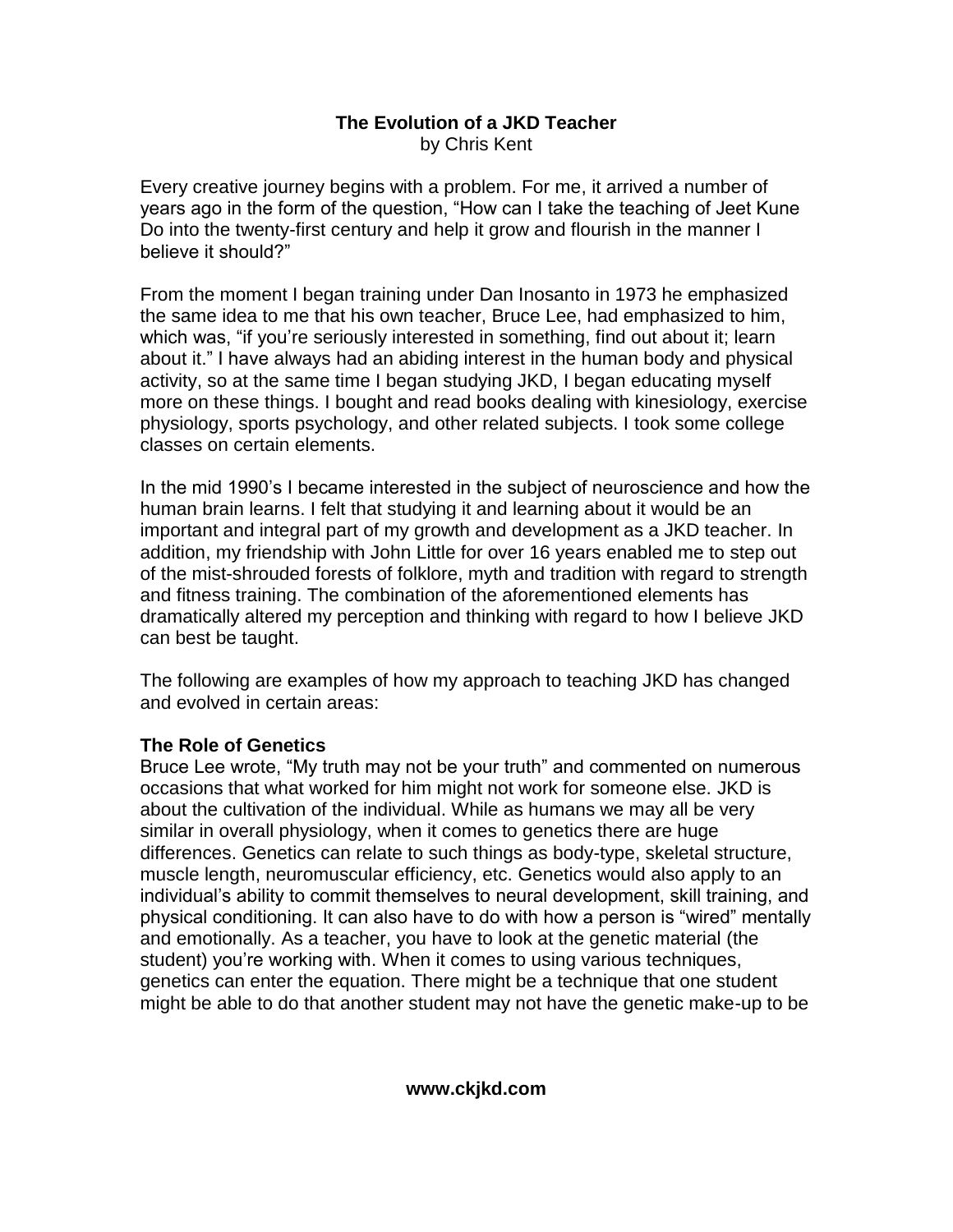# The Evolution of a JKD Teacher

by Chris Kent

Every creative journey begins with a problem. For me, it arrived a number of years ago in the form of the question, "How can I take the teaching of Jeet Kune Do into the twenty-first century and help it grow and flourish in the manner I believe it should?"

From the moment I began training under Dan Inosanto in 1973 he emphasized the same idea to me that his own teacher, Bruce Lee, had emphasized to him, which was, "if you're seriously interested in something, find out about it; learn about it." I have always had an abiding interest in the human body and physical activity, so at the same time I began studying JKD, I began educating myself more on these things. I bought and read books dealing with kinesiology, exercise physiology, sports psychology, and other related subjects. I took some college classes on certain elements.

In the mid 1990's I became interested in the subject of neuroscience and how the human brain learns. I felt that studying it and learning about it would be an important and integral part of my growth and development as a JKD teacher. In addition, my friendship with John Little for over 16 years enabled me to step out of the mist-shrouded forests of folklore, myth and tradition with regard to strength and fitness training. The combination of the aforementioned elements has dramatically altered my perception and thinking with regard to how I believe JKD can best be taught.

The following are examples of how my approach to teaching JKD has changed and evolved in certain areas:

**The Role of Genetics**

Bruce Lee wrote, "My truth may not be your truth" and commented on numerous occasions that what worked for him might not work for someone else. JKD is about the cultivation of the individual. While as humans we may all be very similar in overall physiology, when it comes to genetics there are huge differences. Genetics can relate to such things as body-type, skeletal structure, muscle length, neuromuscular efficiency, etc. Genetics would also apply to an individual's ability to commit themselves to neural development, skill training, and physical conditioning. It can also have to do with how a person is "wired" mentally and emotionally. As a teacher, you have to look at the genetic material (the student) you're working with. When it comes to using various techniques, genetics can enter the equation. There might be a technique that one student might be able to do that another student may not have the genetic make-up to be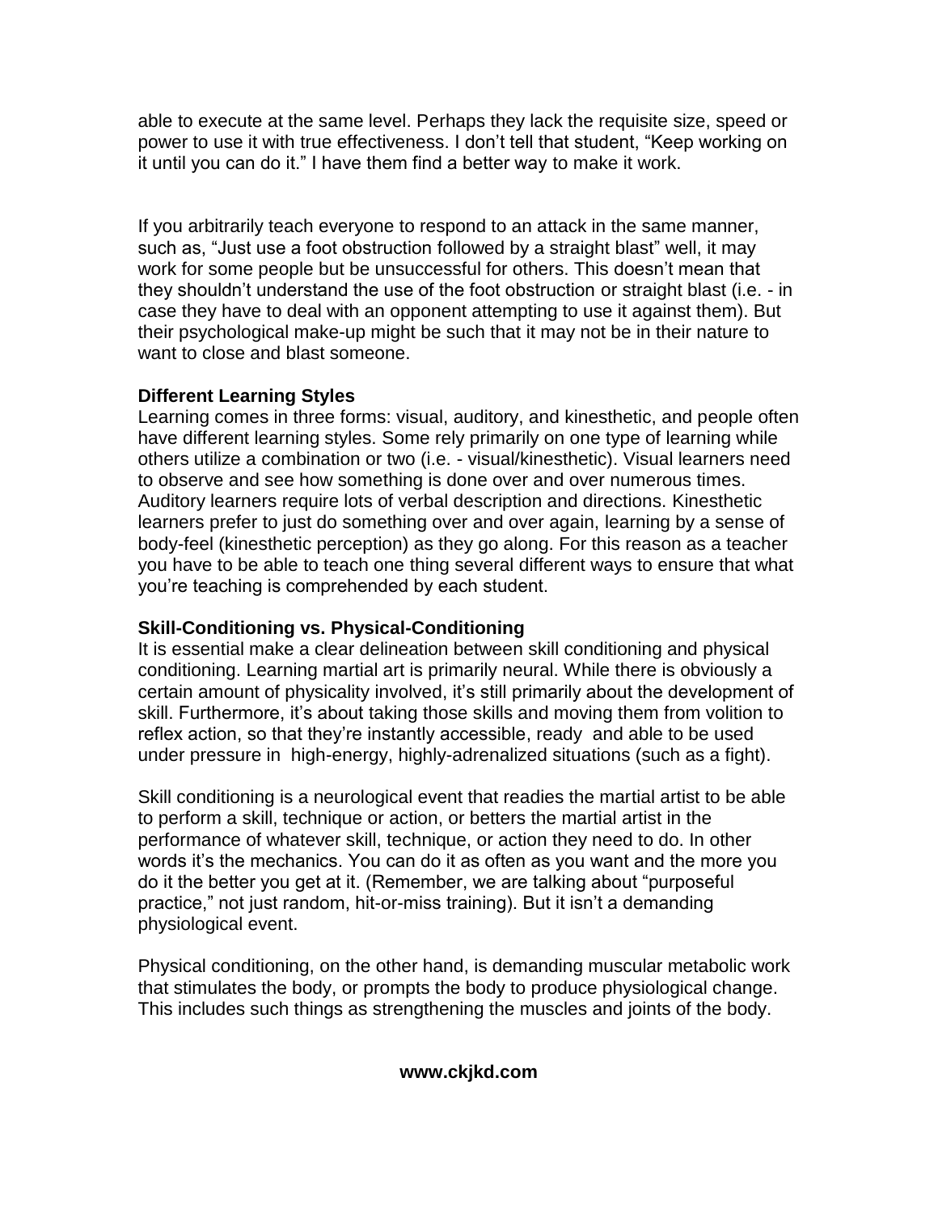able to execute at the same level. Perhaps they lack the requisite size, speed or power to use it with true effectiveness. I don't tell that student, "Keep working on it until you can do it." I have them find a better way to make it work.

If you arbitrarily teach everyone to respond to an attack in the same manner, such as, "Just use a foot obstruction followed by a straight blast" well, it may work for some people but be unsuccessful for others. This doesn't mean that they shouldn't understand the use of the foot obstruction or straight blast (i.e. - in case they have to deal with an opponent attempting to use it against them). But their psychological make-up might be such that it may not be in their nature to want to close and blast someone.

**Different Learning Styles**

Learning comes in three forms: visual, auditory, and kinesthetic, and people often have different learning styles. Some rely primarily on one type of learning while others utilize a combination or two (i.e. - visual/kinesthetic). Visual learners need to observe and see how something is done over and over numerous times. Auditory learners require lots of verbal description and directions. Kinesthetic learners prefer to just do something over and over again, learning by a sense of body-feel (kinesthetic perception) as they go along. For this reason as a teacher you have to be able to teach one thing several different ways to ensure that what you're teaching is comprehended by each student.

**Skill-Conditioning vs. Physical-Conditioning**

It is essential make a clear delineation between skill conditioning and physical conditioning. Learning martial art is primarily neural. While there is obviously a certain amount of physicality involved, it's still primarily about the development of skill. Furthermore, it's about taking those skills and moving them from volition to reflex action, so that they're instantly accessible, ready and able to be used under pressure in high-energy, highly-adrenalized situations (such as a fight).

Skill conditioning is a neurological event that readies the martial artist to be able to perform a skill, technique or action, or betters the martial artist in the performance of whatever skill, technique, or action they need to do. In other words it's the mechanics. You can do it as often as you want and the more you do it the better you get at it. (Remember, we are talking about "purposeful practice," not just random, hit-or-miss training). But it isn't a demanding physiological event.

Physical conditioning, on the other hand, is demanding muscular metabolic work that stimulates the body, or prompts the body to produce physiological change. This includes such things as strengthening the muscles and joints of the body.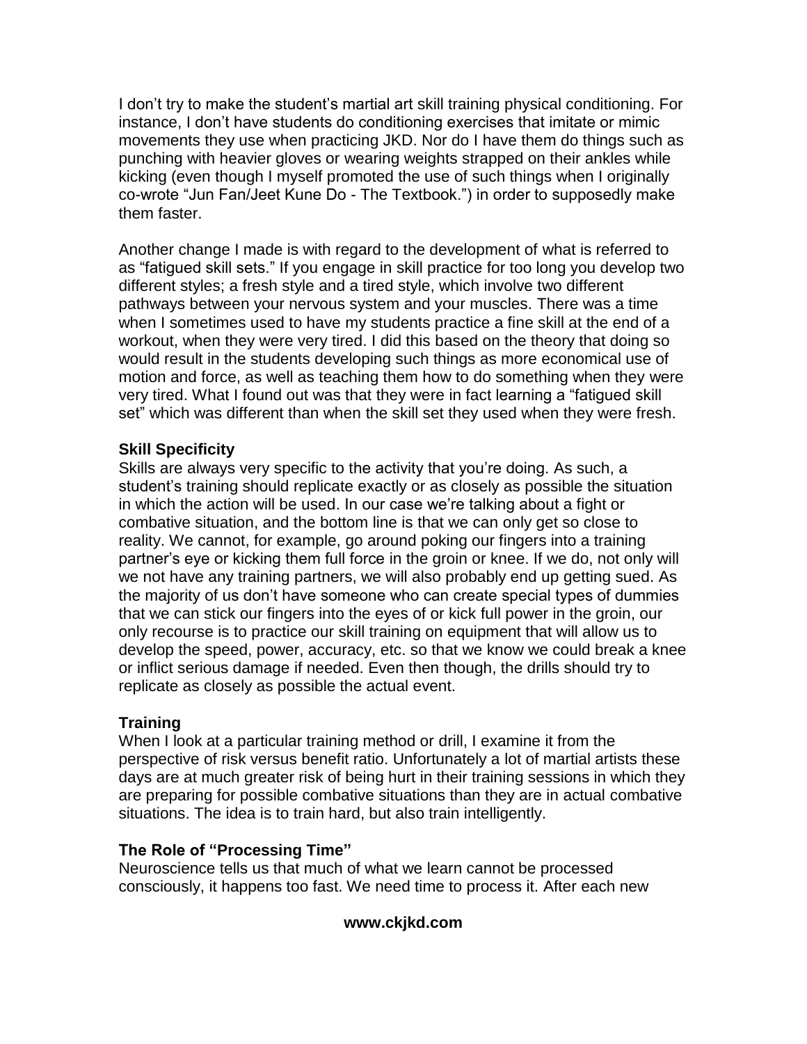I don't try to make the student's martial art skill training physical conditioning. For instance, I don't have students do conditioning exercises that imitate or mimic movements they use when practicing JKD. Nor do I have them do things such as punching with heavier gloves or wearing weights strapped on their ankles while kicking (even though I myself promoted the use of such things when I originally co-wrote "Jun Fan/Jeet Kune Do - The Textbook.") in order to supposedly make them faster.

Another change I made is with regard to the development of what is referred to as "fatigued skill sets." If you engage in skill practice for too long you develop two different styles; a fresh style and a tired style, which involve two different pathways between your nervous system and your muscles. There was a time when I sometimes used to have my students practice a fine skill at the end of a workout, when they were very tired. I did this based on the theory that doing so would result in the students developing such things as more economical use of motion and force, as well as teaching them how to do something when they were very tired. What I found out was that they were in fact learning a "fatigued skill set" which was different than when the skill set they used when they were fresh.

**Skill Specificity**

Skills are always very specific to the activity that you're doing. As such, a student's training should replicate exactly or as closely as possible the situation in which the action will be used. In our case we're talking about a fight or combative situation, and the bottom line is that we can only get so close to reality. We cannot, for example, go around poking our fingers into a training partner's eye or kicking them full force in the groin or knee. If we do, not only will we not have any training partners, we will also probably end up getting sued. As the majority of us don't have someone who can create special types of dummies that we can stick our fingers into the eyes of or kick full power in the groin, our only recourse is to practice our skill training on equipment that will allow us to develop the speed, power, accuracy, etc. so that we know we could break a knee or inflict serious damage if needed. Even then though, the drills should try to replicate as closely as possible the actual event.

**Training**

When I look at a particular training method or drill, I examine it from the perspective of risk versus benefit ratio. Unfortunately a lot of martial artists these days are at much greater risk of being hurt in their training sessions in which they are preparing for possible combative situations than they are in actual combative situations. The idea is to train hard, but also train intelligently.

**The Role of "Processing Time"**

Neuroscience tells us that much of what we learn cannot be processed consciously, it happens too fast. We need time to process it. After each new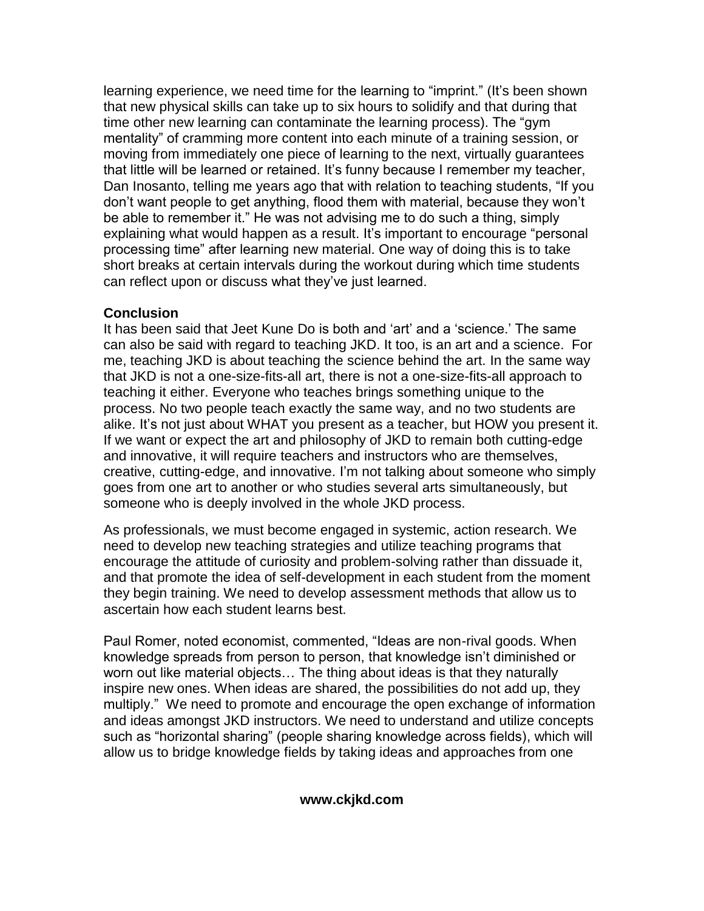learning experience, we need time for the learning to "imprint." (It's been shown that new physical skills can take up to six hours to solidify and that during that time other new learning can contaminate the learning process). The "gym mentality" of cramming more content into each minute of a training session, or moving from immediately one piece of learning to the next, virtually guarantees that little will be learned or retained. It's funny because I remember my teacher, Dan Inosanto, telling me years ago that with relation to teaching students, "If you don't want people to get anything, flood them with material, because they won't be able to remember it." He was not advising me to do such a thing, simply explaining what would happen as a result. It's important to encourage "personal processing time" after learning new material. One way of doing this is to take short breaks at certain intervals during the workout during which time students can reflect upon or discuss what they've just learned.

**Conclusion**

It has been said that Jeet Kune Do is both and 'art' and a 'science.' The same can also be said with regard to teaching JKD. It too, is an art and a science. For me, teaching JKD is about teaching the science behind the art. In the same way that JKD is not a one-size-fits-all art, there is not a one-size-fits-all approach to teaching it either. Everyone who teaches brings something unique to the process. No two people teach exactly the same way, and no two students are alike. It's not just about WHAT you present as a teacher, but HOW you present it. If we want or expect the art and philosophy of JKD to remain both cutting-edge and innovative, it will require teachers and instructors who are themselves, creative, cutting-edge, and innovative. I'm not talking about someone who simply goes from one art to another or who studies several arts simultaneously, but someone who is deeply involved in the whole JKD process.

As professionals, we must become engaged in systemic, action research. We need to develop new teaching strategies and utilize teaching programs that encourage the attitude of curiosity and problem-solving rather than dissuade it, and that promote the idea of self-development in each student from the moment they begin training. We need to develop assessment methods that allow us to ascertain how each student learns best.

Paul Romer, noted economist, commented, "Ideas are non-rival goods. When knowledge spreads from person to person, that knowledge isn't diminished or worn out like material objects… The thing about ideas is that they naturally inspire new ones. When ideas are shared, the possibilities do not add up, they multiply." We need to promote and encourage the open exchange of information and ideas amongst JKD instructors. We need to understand and utilize concepts such as "horizontal sharing" (people sharing knowledge across fields), which will allow us to bridge knowledge fields by taking ideas and approaches from one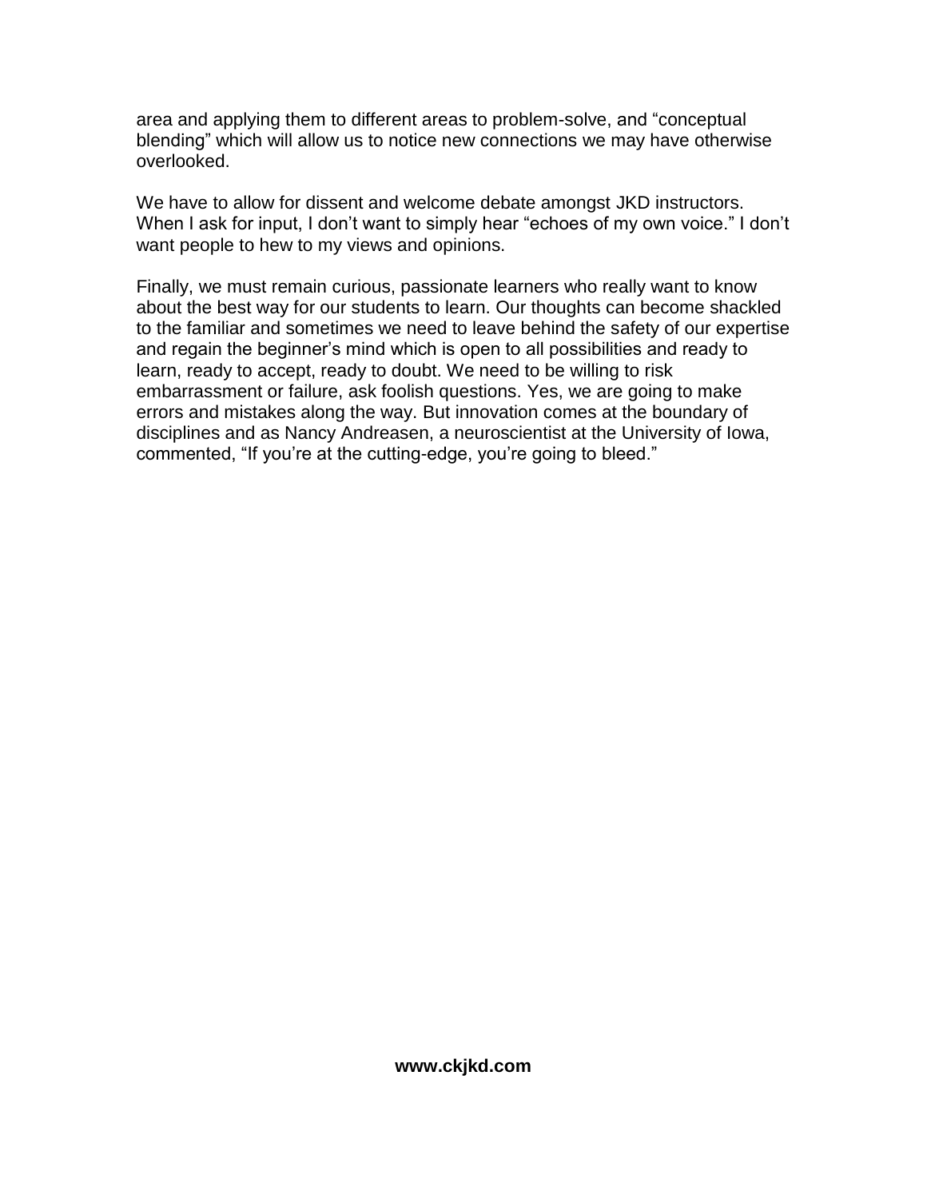area and applying them to different areas to problem-solve, and “conceptual blending” which will allow us to notice new connections we may have otherwise overlooked.

We have to allow for dissent and welcome debate amongst JKD instructors. When I ask for input, I don’t want to simply hear “echoes of my own voice.” I don’t want people to hew to my views and opinions.

Finally, we must remain curious, passionate learners who really want to know about the best way for our students to learn. Our thoughts can become shackled to the familiar and sometimes we need to leave behind the safety of our expertise and regain the beginner’s mind which is open to all possibilities and ready to learn, ready to accept, ready to doubt. We need to be willing to risk embarrassment or failure, ask foolish questions. Yes, we are going to make errors and mistakes along the way. But innovation comes at the boundary of disciplines and as Nancy Andreasen, a neuroscientist at the University of Iowa, commented, “If you’re at the cutting-edge, you’re going to bleed.”

**www.ckjkd.com**